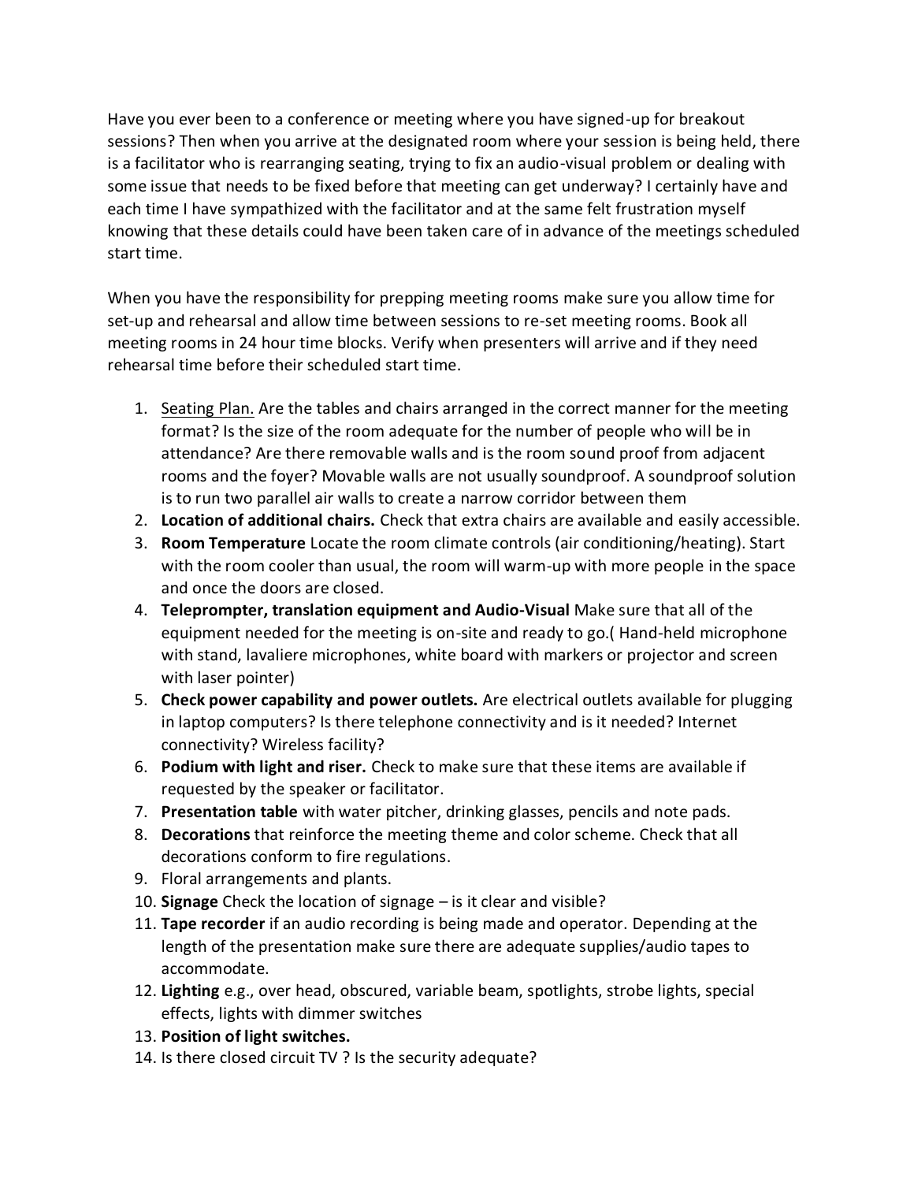Have you ever been to a conference or meeting where you have signed-up for breakout sessions? Then when you arrive at the designated room where your session is being held, there is a facilitator who is rearranging seating, trying to fix an audio-visual problem or dealing with some issue that needs to be fixed before that meeting can get underway? I certainly have and each time I have sympathized with the facilitator and at the same felt frustration myself knowing that these details could have been taken care of in advance of the meetings scheduled start time.

When you have the responsibility for prepping meeting rooms make sure you allow time for set-up and rehearsal and allow time between sessions to re-set meeting rooms. Book all meeting rooms in 24 hour time blocks. Verify when presenters will arrive and if they need rehearsal time before their scheduled start time.

1. <u>Seating Plan.</u> Are the tables and chairs arranged in the correct manner for the meeting format? Is the size of the room adequate for the number of people who will be in attendance? Are there removable walls and is the room sound proof from adjacent rooms and the foyer? Movable walls are not usually soundproof. A soundproof solution is to run two parallel air walls to create a narrow corridor between them
2. **Location of additional chairs.** Check that extra chairs are available and easily accessible.
3. **Room Temperature** Locate the room climate controls (air conditioning/heating). Start with the room cooler than usual, the room will warm-up with more people in the space and once the doors are closed.
4. **Teleprompter, translation equipment and Audio-Visual** Make sure that all of the equipment needed for the meeting is on-site and ready to go.( Hand-held microphone with stand, lavaliere microphones, white board with markers or projector and screen with laser pointer)
5. **Check power capability and power outlets.** Are electrical outlets available for plugging in laptop computers? Is there telephone connectivity and is it needed? Internet connectivity? Wireless facility?
6. **Podium with light and riser.** Check to make sure that these items are available if requested by the speaker or facilitator.
7. **Presentation table** with water pitcher, drinking glasses, pencils and note pads.
8. **Decorations** that reinforce the meeting theme and color scheme. Check that all decorations conform to fire regulations.
9. Floral arrangements and plants.
10. **Signage** Check the location of signage – is it clear and visible?
11. **Tape recorder** if an audio recording is being made and operator. Depending at the length of the presentation make sure there are adequate supplies/audio tapes to accommodate.
12. **Lighting** e.g., over head, obscured, variable beam, spotlights, strobe lights, special effects, lights with dimmer switches
13. **Position of light switches.**
14. Is there closed circuit TV ? Is the security adequate?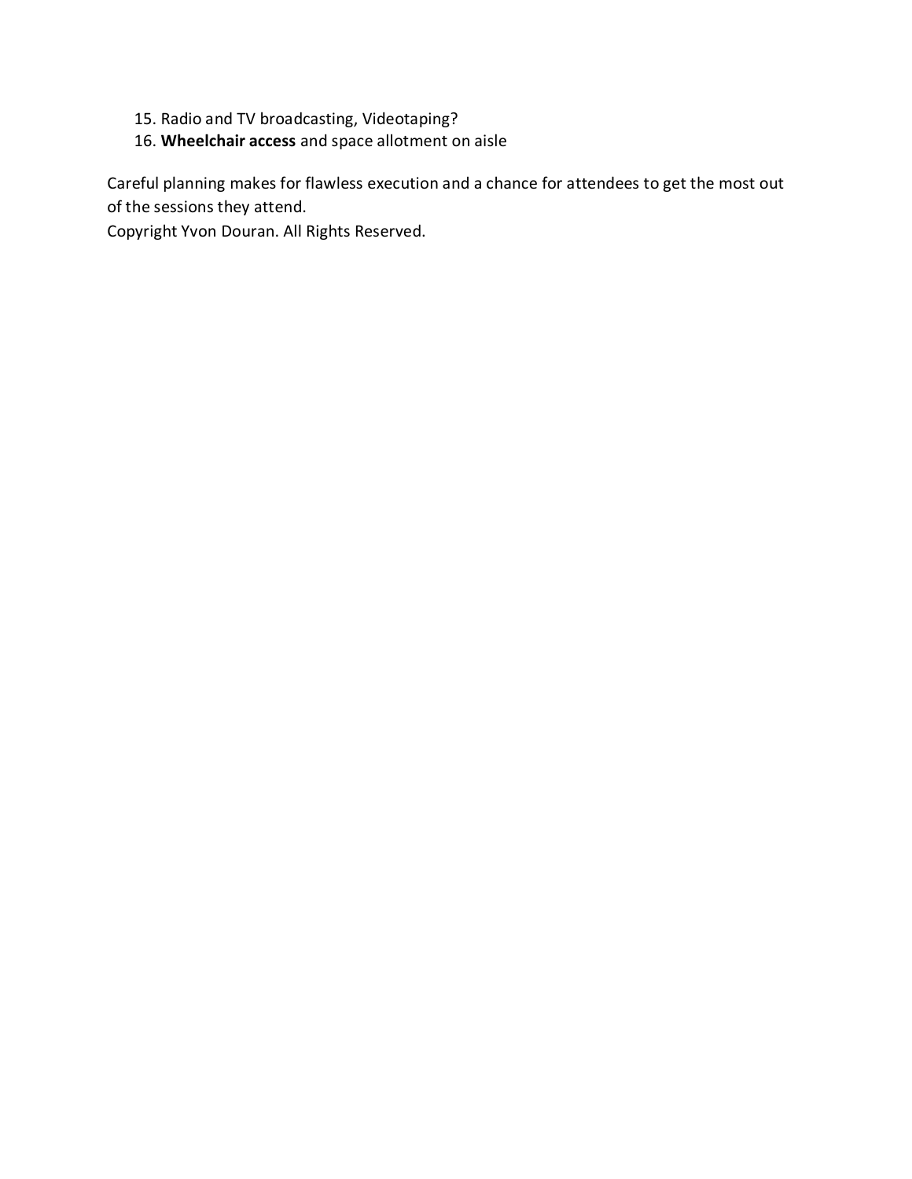15. Radio and TV broadcasting, Videotaping?
16. **Wheelchair access** and space allotment on aisle

Careful planning makes for flawless execution and a chance for attendees to get the most out of the sessions they attend.
Copyright Yvon Douran. All Rights Reserved.